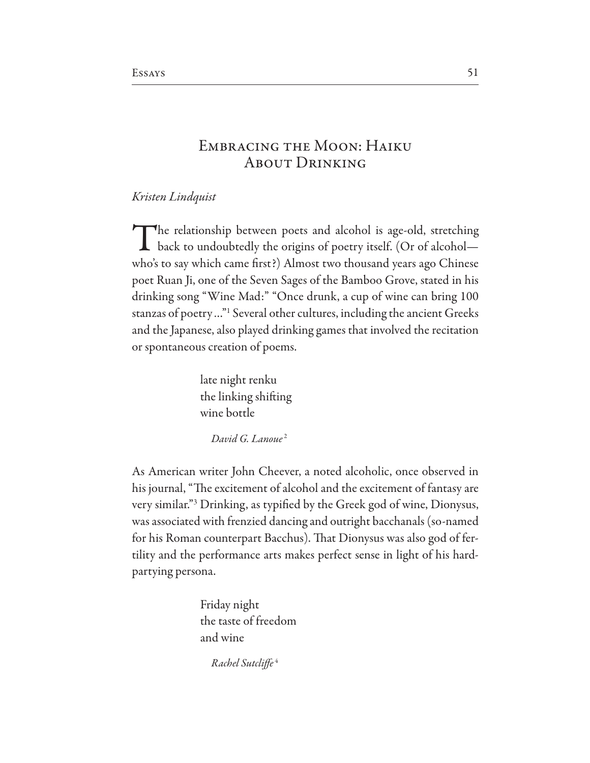# Embracing the Moon: Haiku About Drinking

*Kristen Lindquist*

The relationship between poets and alcohol is age-old, stretching back to undoubtedly the origins of poetry itself. (Or of alcohol—who's to say which came first?) Almost two thousand years ago Chinese poet Ruan Ji, one of the Seven Sages of the Bamboo Grove, stated in his drinking song "Wine Mad:" "Once drunk, a cup of wine can bring 100 stanzas of poetry ..."[1] Several other cultures, including the ancient Greeks and the Japanese, also played drinking games that involved the recitation or spontaneous creation of poems.

> late night renku
> the linking shifting
> wine bottle
>
> *David G. Lanoue*[2]

As American writer John Cheever, a noted alcoholic, once observed in his journal, "The excitement of alcohol and the excitement of fantasy are very similar."[3] Drinking, as typified by the Greek god of wine, Dionysus, was associated with frenzied dancing and outright bacchanals (so-named for his Roman counterpart Bacchus). That Dionysus was also god of fertility and the performance arts makes perfect sense in light of his hard-partying persona.

> Friday night
> the taste of freedom
> and wine
>
> *Rachel Sutcliffe*[4]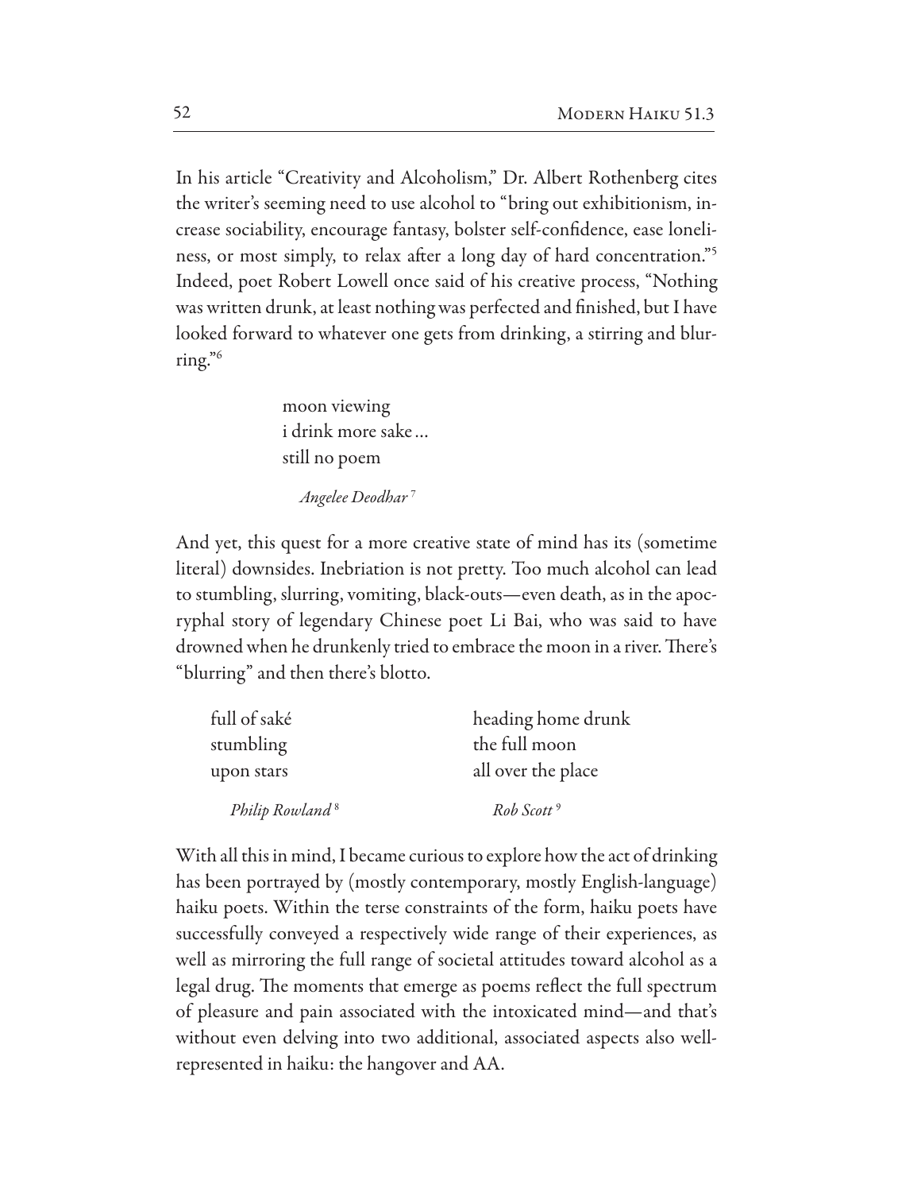In his article "Creativity and Alcoholism," Dr. Albert Rothenberg cites the writer's seeming need to use alcohol to "bring out exhibitionism, increase sociability, encourage fantasy, bolster self-confidence, ease loneliness, or most simply, to relax after a long day of hard concentration."[5] Indeed, poet Robert Lowell once said of his creative process, "Nothing was written drunk, at least nothing was perfected and finished, but I have looked forward to whatever one gets from drinking, a stirring and blurring."[6]

> moon viewing
> i drink more sake…
> still no poem
>
> *Angelee Deodhar*[7]

And yet, this quest for a more creative state of mind has its (sometime literal) downsides. Inebriation is not pretty. Too much alcohol can lead to stumbling, slurring, vomiting, black-outs—even death, as in the apocryphal story of legendary Chinese poet Li Bai, who was said to have drowned when he drunkenly tried to embrace the moon in a river. There's "blurring" and then there's blotto.

> full of saké
> stumbling
> upon stars
>
> *Philip Rowland*[8]

> heading home drunk
> the full moon
> all over the place
>
> *Rob Scott*[9]

With all this in mind, I became curious to explore how the act of drinking has been portrayed by (mostly contemporary, mostly English-language) haiku poets. Within the terse constraints of the form, haiku poets have successfully conveyed a respectively wide range of their experiences, as well as mirroring the full range of societal attitudes toward alcohol as a legal drug. The moments that emerge as poems reflect the full spectrum of pleasure and pain associated with the intoxicated mind—and that's without even delving into two additional, associated aspects also well-represented in haiku: the hangover and AA.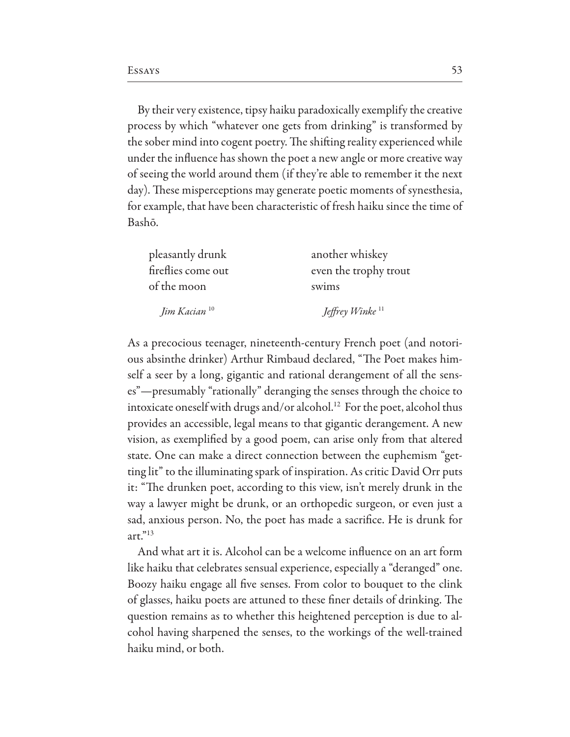By their very existence, tipsy haiku paradoxically exemplify the creative process by which "whatever one gets from drinking" is transformed by the sober mind into cogent poetry. The shifting reality experienced while under the influence has shown the poet a new angle or more creative way of seeing the world around them (if they're able to remember it the next day). These misperceptions may generate poetic moments of synesthesia, for example, that have been characteristic of fresh haiku since the time of Bashō.

pleasantly drunk  
fireflies come out  
of the moon

*Jim Kacian* [10]

another whiskey  
even the trophy trout  
swims

*Jeffrey Winke* [11]

As a precocious teenager, nineteenth-century French poet (and notorious absinthe drinker) Arthur Rimbaud declared, "The Poet makes himself a seer by a long, gigantic and rational derangement of all the senses"—presumably "rationally" deranging the senses through the choice to intoxicate oneself with drugs and/or alcohol.[12] For the poet, alcohol thus provides an accessible, legal means to that gigantic derangement. A new vision, as exemplified by a good poem, can arise only from that altered state. One can make a direct connection between the euphemism "getting lit" to the illuminating spark of inspiration. As critic David Orr puts it: "The drunken poet, according to this view, isn't merely drunk in the way a lawyer might be drunk, or an orthopedic surgeon, or even just a sad, anxious person. No, the poet has made a sacrifice. He is drunk for art."[13]

And what art it is. Alcohol can be a welcome influence on an art form like haiku that celebrates sensual experience, especially a "deranged" one. Boozy haiku engage all five senses. From color to bouquet to the clink of glasses, haiku poets are attuned to these finer details of drinking. The question remains as to whether this heightened perception is due to alcohol having sharpened the senses, to the workings of the well-trained haiku mind, or both.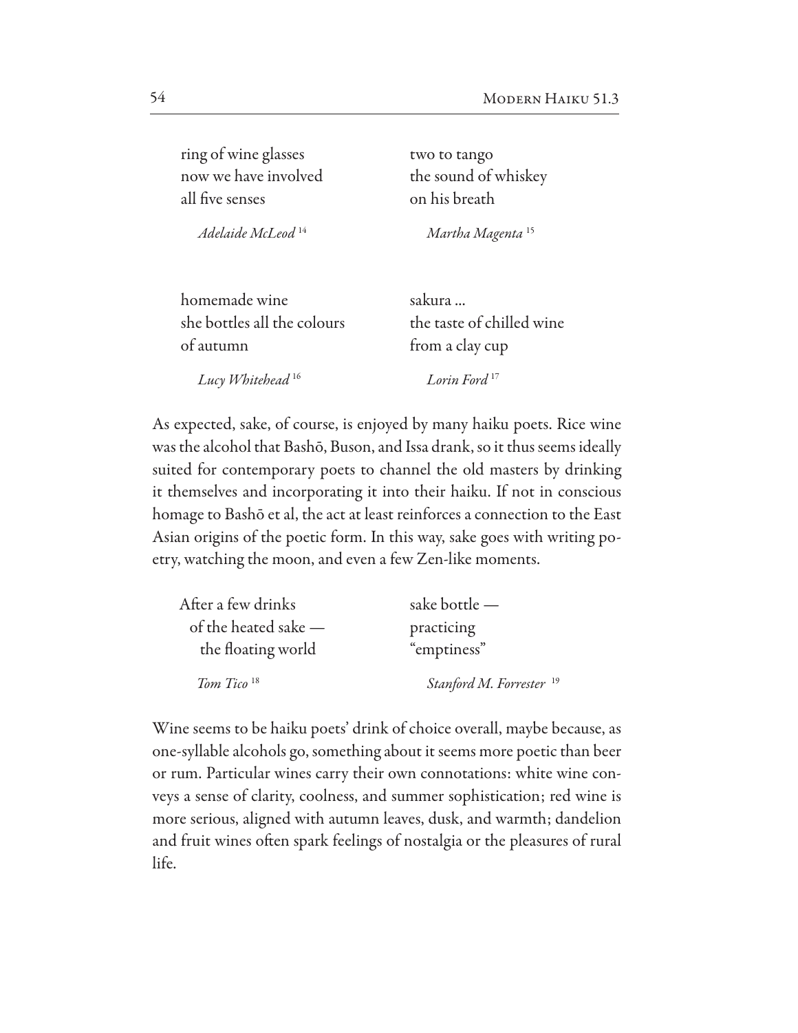ring of wine glasses
now we have involved
all five senses

*Adelaide McLeod* [14]

two to tango
the sound of whiskey
on his breath

*Martha Magenta* [15]

homemade wine
she bottles all the colours
of autumn

*Lucy Whitehead* [16]

sakura …
the taste of chilled wine
from a clay cup

*Lorin Ford* [17]

As expected, sake, of course, is enjoyed by many haiku poets. Rice wine was the alcohol that Bashō, Buson, and Issa drank, so it thus seems ideally suited for contemporary poets to channel the old masters by drinking it themselves and incorporating it into their haiku. If not in conscious homage to Bashō et al, the act at least reinforces a connection to the East Asian origins of the poetic form. In this way, sake goes with writing poetry, watching the moon, and even a few Zen-like moments.

After a few drinks
  of the heated sake —
    the floating world

*Tom Tico* [18]

sake bottle —
practicing
"emptiness"

*Stanford M. Forrester* [19]

Wine seems to be haiku poets' drink of choice overall, maybe because, as one-syllable alcohols go, something about it seems more poetic than beer or rum. Particular wines carry their own connotations: white wine conveys a sense of clarity, coolness, and summer sophistication; red wine is more serious, aligned with autumn leaves, dusk, and warmth; dandelion and fruit wines often spark feelings of nostalgia or the pleasures of rural life.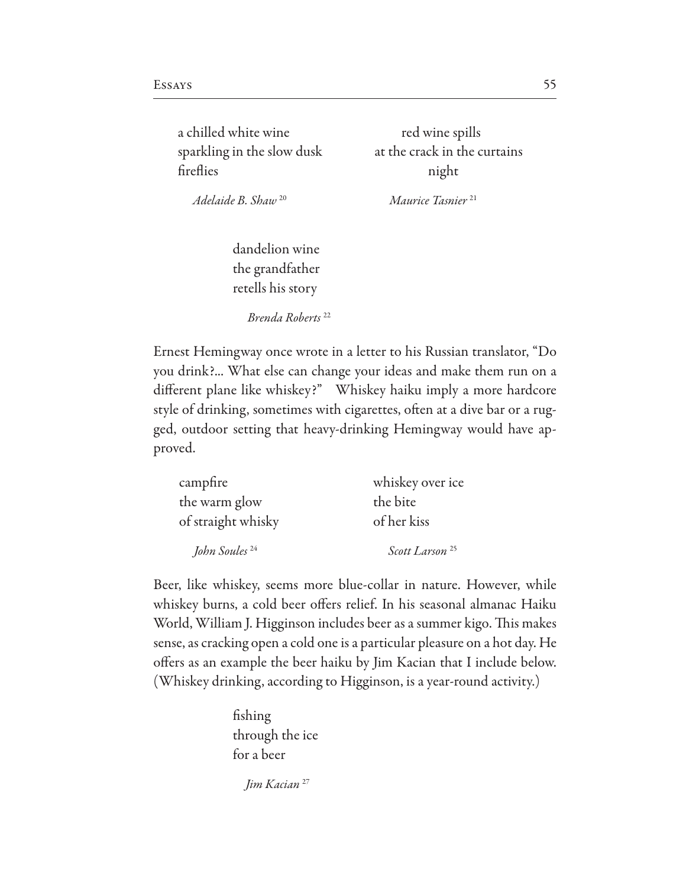a chilled white wine
sparkling in the slow dusk
fireflies

*Adelaide B. Shaw* [20]

red wine spills
at the crack in the curtains
night

*Maurice Tasnier* [21]

dandelion wine
the grandfather
retells his story

*Brenda Roberts* [22]

Ernest Hemingway once wrote in a letter to his Russian translator, "Do you drink?... What else can change your ideas and make them run on a different plane like whiskey?" Whiskey haiku imply a more hardcore style of drinking, sometimes with cigarettes, often at a dive bar or a rugged, outdoor setting that heavy-drinking Hemingway would have approved.

campfire
the warm glow
of straight whisky

*John Soules* [24]

whiskey over ice
the bite
of her kiss

*Scott Larson* [25]

Beer, like whiskey, seems more blue-collar in nature. However, while whiskey burns, a cold beer offers relief. In his seasonal almanac Haiku World, William J. Higginson includes beer as a summer kigo. This makes sense, as cracking open a cold one is a particular pleasure on a hot day. He offers as an example the beer haiku by Jim Kacian that I include below. (Whiskey drinking, according to Higginson, is a year-round activity.)

fishing
through the ice
for a beer

*Jim Kacian* [27]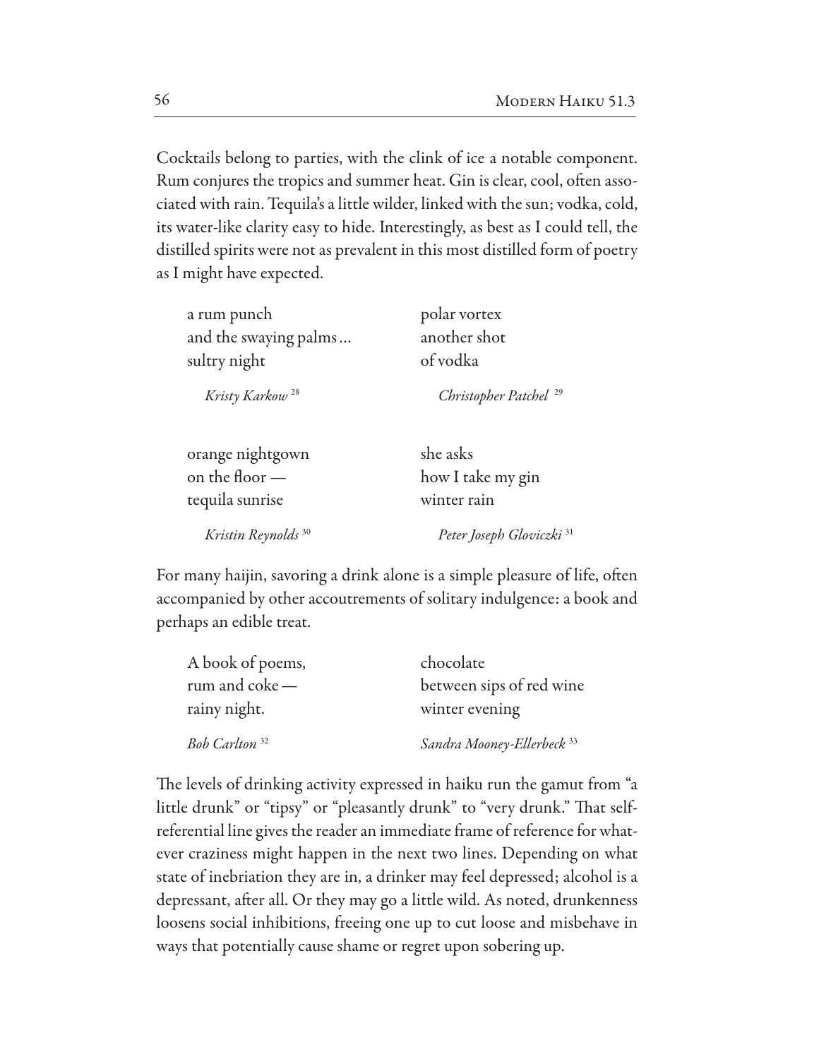Cocktails belong to parties, with the clink of ice a notable component. Rum conjures the tropics and summer heat. Gin is clear, cool, often associated with rain. Tequila's a little wilder, linked with the sun; vodka, cold, its water-like clarity easy to hide. Interestingly, as best as I could tell, the distilled spirits were not as prevalent in this most distilled form of poetry as I might have expected.

a rum punch  
and the swaying palms…  
sultry night

*Kristy Karkow* [28]

polar vortex  
another shot  
of vodka

*Christopher Patchel* [29]

orange nightgown  
on the floor —  
tequila sunrise

*Kristin Reynolds* [30]

she asks  
how I take my gin  
winter rain

*Peter Joseph Gloviczki* [31]

For many haijin, savoring a drink alone is a simple pleasure of life, often accompanied by other accoutrements of solitary indulgence: a book and perhaps an edible treat.

A book of poems,  
rum and coke —  
rainy night.

*Bob Carlton* [32]

chocolate  
between sips of red wine  
winter evening

*Sandra Mooney-Ellerbeck* [33]

The levels of drinking activity expressed in haiku run the gamut from "a little drunk" or "tipsy" or "pleasantly drunk" to "very drunk." That self-referential line gives the reader an immediate frame of reference for whatever craziness might happen in the next two lines. Depending on what state of inebriation they are in, a drinker may feel depressed; alcohol is a depressant, after all. Or they may go a little wild. As noted, drunkenness loosens social inhibitions, freeing one up to cut loose and misbehave in ways that potentially cause shame or regret upon sobering up.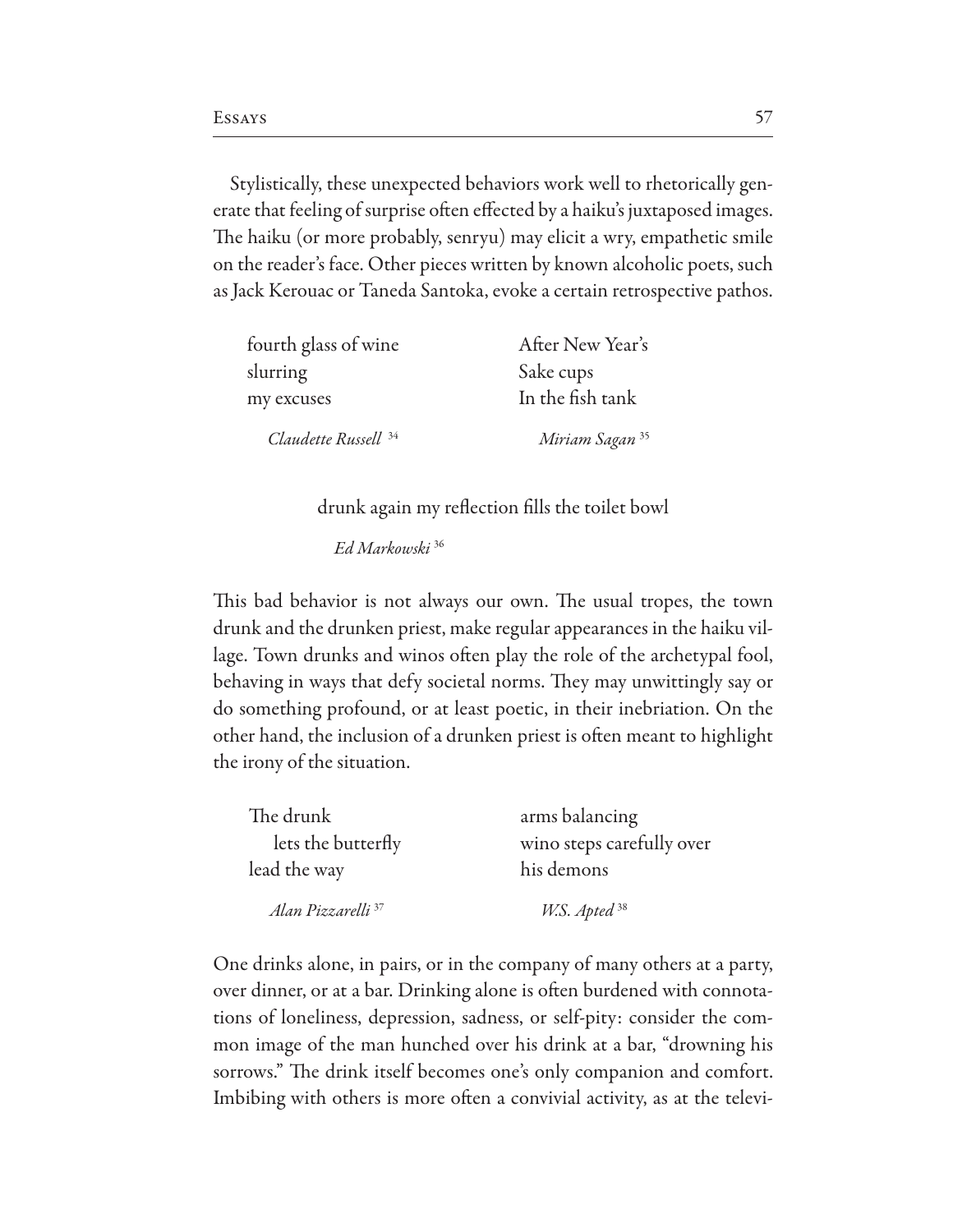Stylistically, these unexpected behaviors work well to rhetorically generate that feeling of surprise often effected by a haiku's juxtaposed images. The haiku (or more probably, senryu) may elicit a wry, empathetic smile on the reader's face. Other pieces written by known alcoholic poets, such as Jack Kerouac or Taneda Santoka, evoke a certain retrospective pathos.

> fourth glass of wine
> slurring
> my excuses
>
> *Claudette Russell* [34]

> After New Year's
> Sake cups
> In the fish tank
>
> *Miriam Sagan* [35]

> drunk again my reflection fills the toilet bowl
>
> *Ed Markowski* [36]

This bad behavior is not always our own. The usual tropes, the town drunk and the drunken priest, make regular appearances in the haiku village. Town drunks and winos often play the role of the archetypal fool, behaving in ways that defy societal norms. They may unwittingly say or do something profound, or at least poetic, in their inebriation. On the other hand, the inclusion of a drunken priest is often meant to highlight the irony of the situation.

> The drunk
> lets the butterfly
> lead the way
>
> *Alan Pizzarelli* [37]

> arms balancing
> wino steps carefully over
> his demons
>
> *W.S. Apted* [38]

One drinks alone, in pairs, or in the company of many others at a party, over dinner, or at a bar. Drinking alone is often burdened with connotations of loneliness, depression, sadness, or self-pity: consider the common image of the man hunched over his drink at a bar, "drowning his sorrows." The drink itself becomes one's only companion and comfort. Imbibing with others is more often a convivial activity, as at the televi-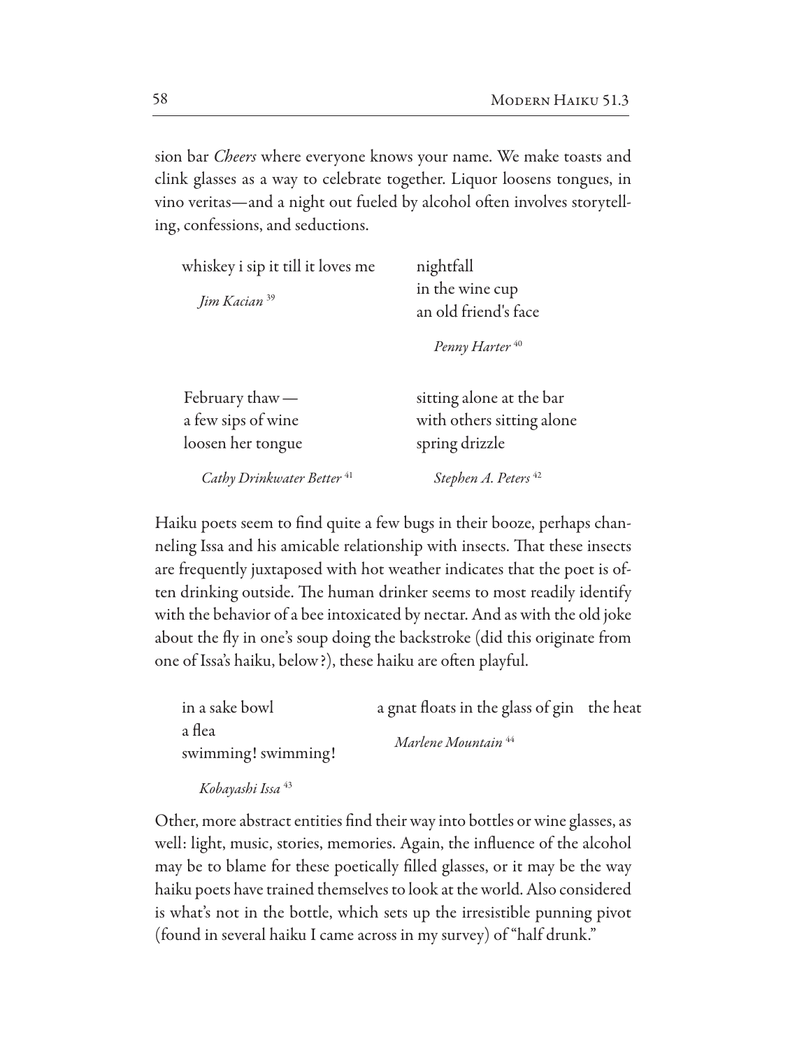sion bar *Cheers* where everyone knows your name. We make toasts and clink glasses as a way to celebrate together. Liquor loosens tongues, in vino veritas—and a night out fueled by alcohol often involves storytelling, confessions, and seductions.

whiskey i sip it till it loves me

*Jim Kacian* [39]

nightfall
in the wine cup
an old friend's face

*Penny Harter* [40]

February thaw —
a few sips of wine
loosen her tongue

*Cathy Drinkwater Better* [41]

sitting alone at the bar
with others sitting alone
spring drizzle

*Stephen A. Peters* [42]

Haiku poets seem to find quite a few bugs in their booze, perhaps channeling Issa and his amicable relationship with insects. That these insects are frequently juxtaposed with hot weather indicates that the poet is often drinking outside. The human drinker seems to most readily identify with the behavior of a bee intoxicated by nectar. And as with the old joke about the fly in one's soup doing the backstroke (did this originate from one of Issa's haiku, below?), these haiku are often playful.

in a sake bowl
a flea
swimming! swimming!

*Kobayashi Issa* [43]

a gnat floats in the glass of gin    the heat

*Marlene Mountain* [44]

Other, more abstract entities find their way into bottles or wine glasses, as well: light, music, stories, memories. Again, the influence of the alcohol may be to blame for these poetically filled glasses, or it may be the way haiku poets have trained themselves to look at the world. Also considered is what's not in the bottle, which sets up the irresistible punning pivot (found in several haiku I came across in my survey) of "half drunk."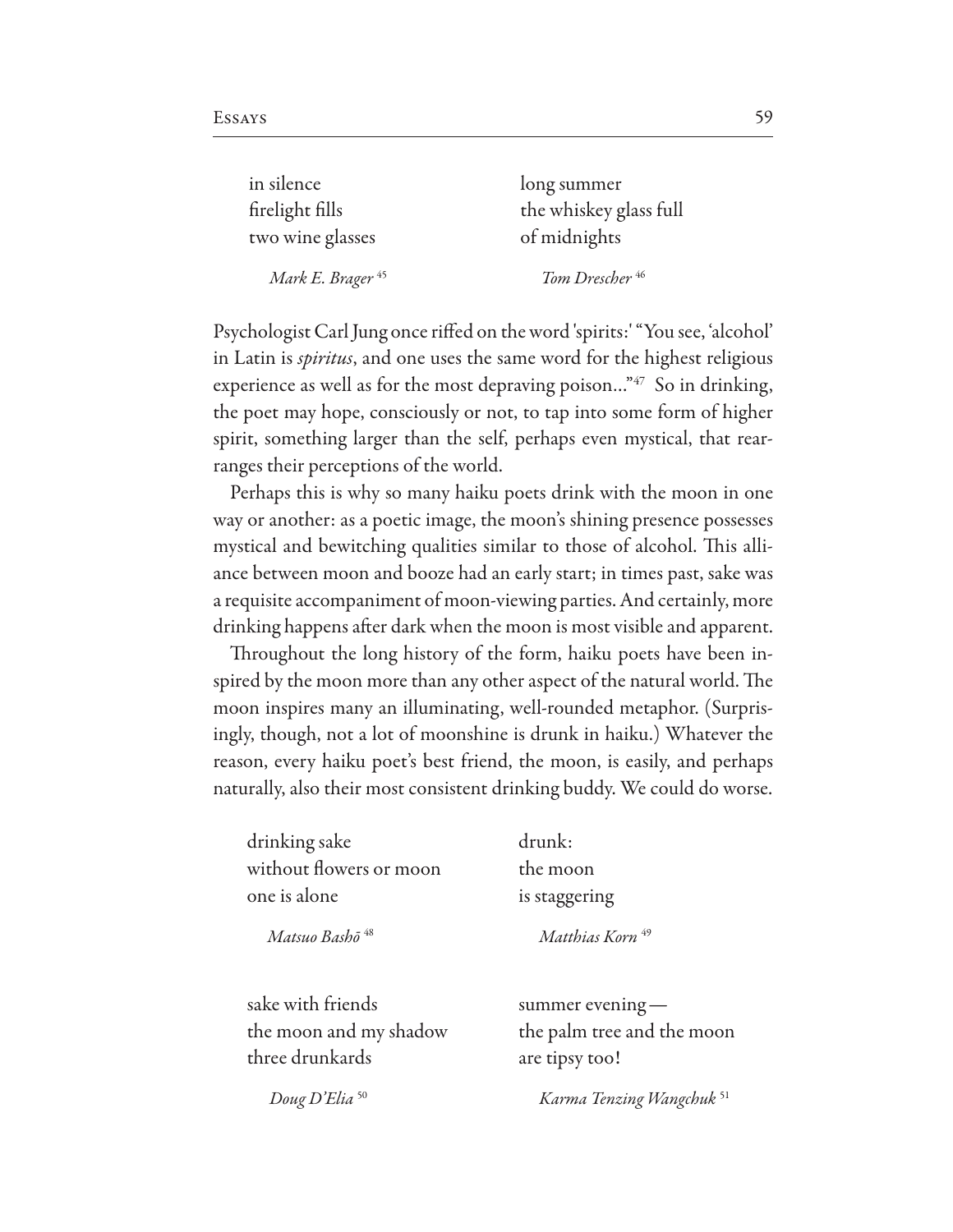in silence
firelight fills
two wine glasses

*Mark E. Brager* [45]

long summer
the whiskey glass full
of midnights

*Tom Drescher* [46]

Psychologist Carl Jung once riffed on the word 'spirits:' "You see, 'alcohol' in Latin is *spiritus*, and one uses the same word for the highest religious experience as well as for the most depraving poison..."[47] So in drinking, the poet may hope, consciously or not, to tap into some form of higher spirit, something larger than the self, perhaps even mystical, that rearranges their perceptions of the world.

Perhaps this is why so many haiku poets drink with the moon in one way or another: as a poetic image, the moon's shining presence possesses mystical and bewitching qualities similar to those of alcohol. This alliance between moon and booze had an early start; in times past, sake was a requisite accompaniment of moon-viewing parties. And certainly, more drinking happens after dark when the moon is most visible and apparent.

Throughout the long history of the form, haiku poets have been inspired by the moon more than any other aspect of the natural world. The moon inspires many an illuminating, well-rounded metaphor. (Surprisingly, though, not a lot of moonshine is drunk in haiku.) Whatever the reason, every haiku poet's best friend, the moon, is easily, and perhaps naturally, also their most consistent drinking buddy. We could do worse.

drinking sake
without flowers or moon
one is alone

*Matsuo Bashō* [48]

drunk:
the moon
is staggering

*Matthias Korn* [49]

sake with friends
the moon and my shadow
three drunkards

*Doug D'Elia* [50]

summer evening—
the palm tree and the moon
are tipsy too!

*Karma Tenzing Wangchuk* [51]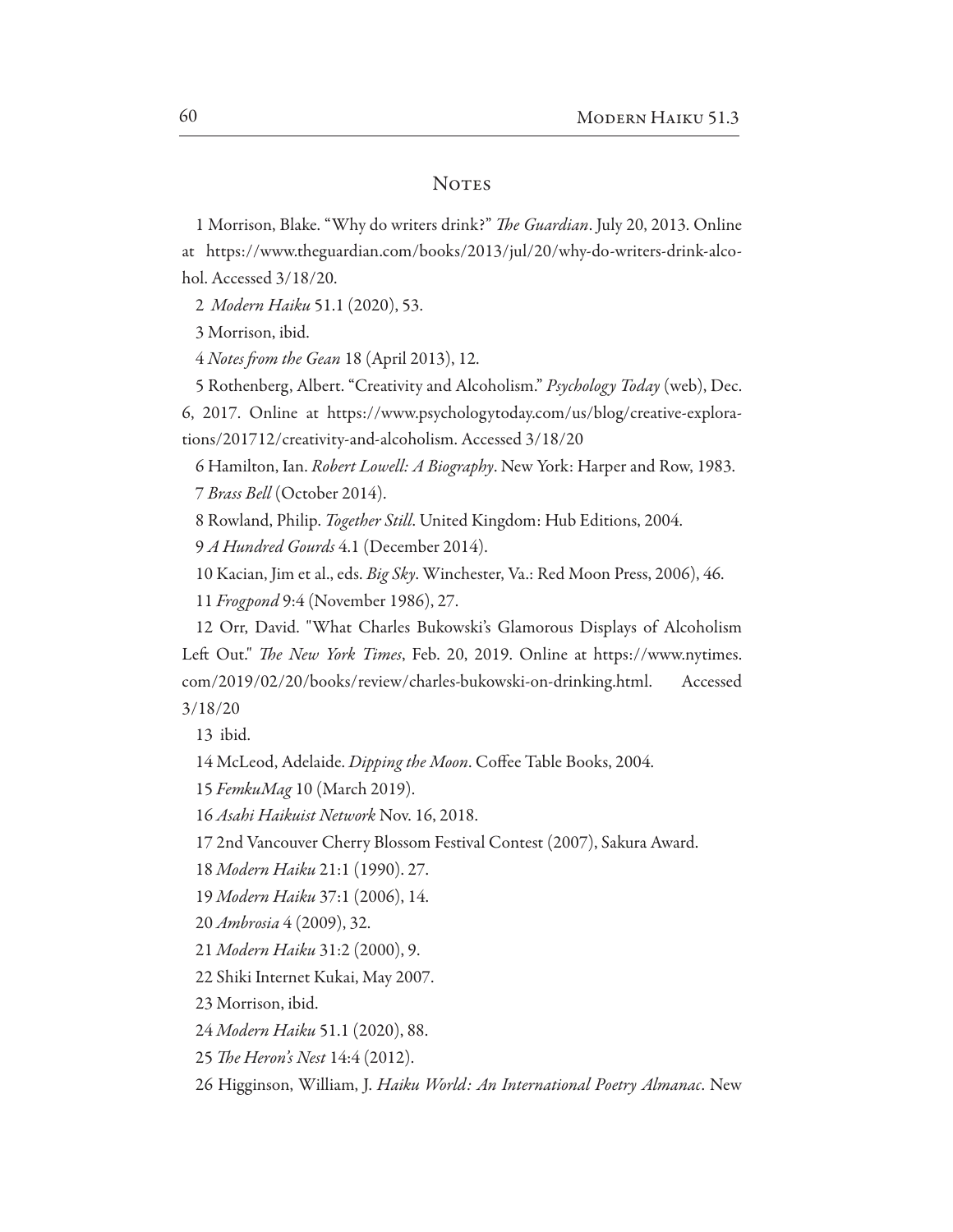## Notes

1 Morrison, Blake. "Why do writers drink?" *The Guardian*. July 20, 2013. Online at https://www.theguardian.com/books/2013/jul/20/why-do-writers-drink-alcohol. Accessed 3/18/20.

2 *Modern Haiku* 51.1 (2020), 53.

3 Morrison, ibid.

4 *Notes from the Gean* 18 (April 2013), 12.

5 Rothenberg, Albert. "Creativity and Alcoholism." *Psychology Today* (web), Dec. 6, 2017. Online at https://www.psychologytoday.com/us/blog/creative-explorations/201712/creativity-and-alcoholism. Accessed 3/18/20

6 Hamilton, Ian. *Robert Lowell: A Biography*. New York: Harper and Row, 1983.

7 *Brass Bell* (October 2014).

8 Rowland, Philip. *Together Still*. United Kingdom: Hub Editions, 2004.

9 *A Hundred Gourds* 4.1 (December 2014).

10 Kacian, Jim et al., eds. *Big Sky*. Winchester, Va.: Red Moon Press, 2006), 46.

11 *Frogpond* 9:4 (November 1986), 27.

12 Orr, David. "What Charles Bukowski's Glamorous Displays of Alcoholism Left Out." *The New York Times*, Feb. 20, 2019. Online at https://www.nytimes.com/2019/02/20/books/review/charles-bukowski-on-drinking.html. Accessed 3/18/20

13 ibid.

14 McLeod, Adelaide. *Dipping the Moon*. Coffee Table Books, 2004.

15 *FemkuMag* 10 (March 2019).

16 *Asahi Haikuist Network* Nov. 16, 2018.

17 2nd Vancouver Cherry Blossom Festival Contest (2007), Sakura Award.

18 *Modern Haiku* 21:1 (1990). 27.

19 *Modern Haiku* 37:1 (2006), 14.

20 *Ambrosia* 4 (2009), 32.

21 *Modern Haiku* 31:2 (2000), 9.

22 Shiki Internet Kukai, May 2007.

23 Morrison, ibid.

24 *Modern Haiku* 51.1 (2020), 88.

25 *The Heron's Nest* 14:4 (2012).

26 Higginson, William, J. *Haiku World: An International Poetry Almanac*. New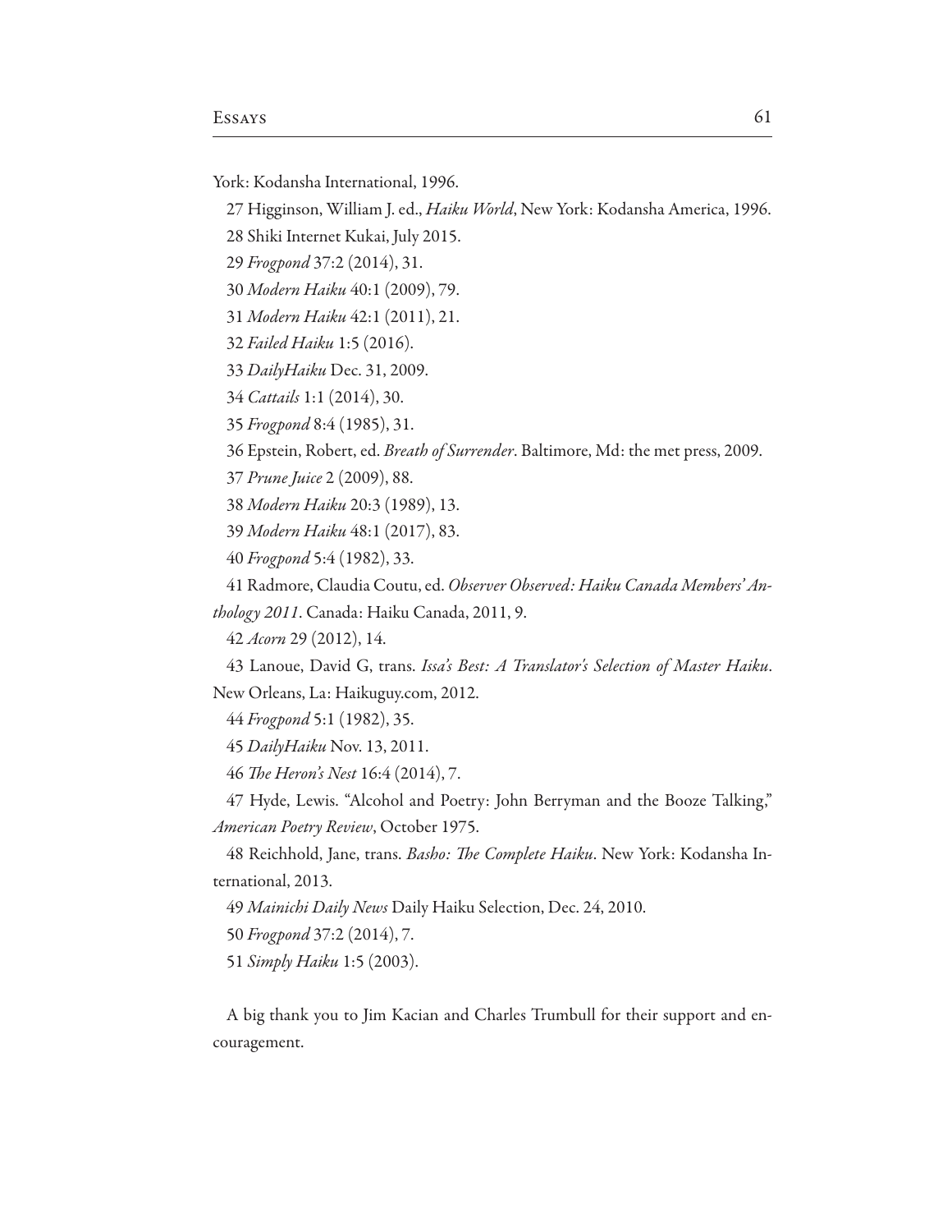York: Kodansha International, 1996.

27 Higginson, William J. ed., *Haiku World*, New York: Kodansha America, 1996.

28 Shiki Internet Kukai, July 2015.

29 *Frogpond* 37:2 (2014), 31.

30 *Modern Haiku* 40:1 (2009), 79.

31 *Modern Haiku* 42:1 (2011), 21.

32 *Failed Haiku* 1:5 (2016).

33 *DailyHaiku* Dec. 31, 2009.

34 *Cattails* 1:1 (2014), 30.

35 *Frogpond* 8:4 (1985), 31.

36 Epstein, Robert, ed. *Breath of Surrender*. Baltimore, Md: the met press, 2009.

37 *Prune Juice* 2 (2009), 88.

38 *Modern Haiku* 20:3 (1989), 13.

39 *Modern Haiku* 48:1 (2017), 83.

40 *Frogpond* 5:4 (1982), 33.

41 Radmore, Claudia Coutu, ed. *Observer Observed: Haiku Canada Members' Anthology 2011*. Canada: Haiku Canada, 2011, 9.

42 *Acorn* 29 (2012), 14.

43 Lanoue, David G, trans. *Issa's Best: A Translator's Selection of Master Haiku*. New Orleans, La: Haikuguy.com, 2012.

44 *Frogpond* 5:1 (1982), 35.

45 *DailyHaiku* Nov. 13, 2011.

46 *The Heron's Nest* 16:4 (2014), 7.

47 Hyde, Lewis. "Alcohol and Poetry: John Berryman and the Booze Talking," *American Poetry Review*, October 1975.

48 Reichhold, Jane, trans. *Basho: The Complete Haiku*. New York: Kodansha International, 2013.

49 *Mainichi Daily News* Daily Haiku Selection, Dec. 24, 2010.

50 *Frogpond* 37:2 (2014), 7.

51 *Simply Haiku* 1:5 (2003).

A big thank you to Jim Kacian and Charles Trumbull for their support and encouragement.